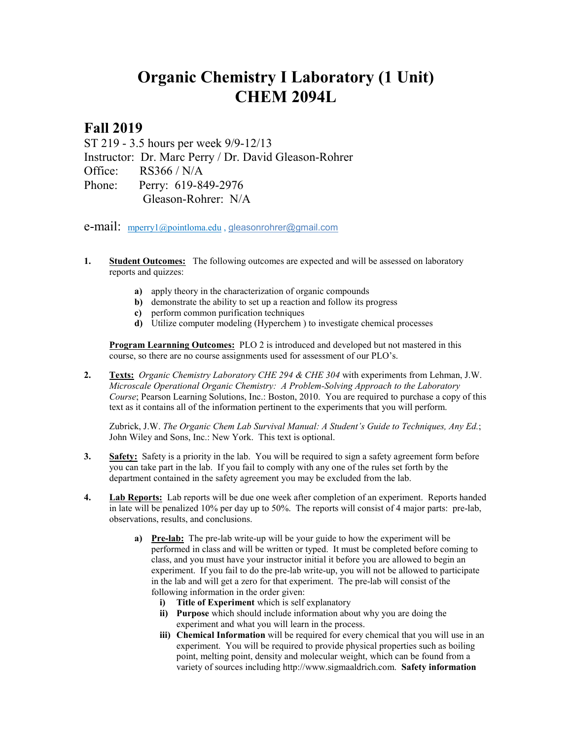# Organic Chemistry I Laboratory (1 Unit)
# CHEM 2094L

## Fall 2019

ST 219 - 3.5 hours per week 9/9-12/13
Instructor: Dr. Marc Perry / Dr. David Gleason-Rohrer
Office: RS366 / N/A
Phone: Perry: 619-849-2976
Gleason-Rohrer: N/A

e-mail: mperry1@pointloma.edu , gleasonrohrer@gmail.com

1. **Student Outcomes:** The following outcomes are expected and will be assessed on laboratory reports and quizzes:

   **a)** apply theory in the characterization of organic compounds
   **b)** demonstrate the ability to set up a reaction and follow its progress
   **c)** perform common purification techniques
   **d)** Utilize computer modeling (Hyperchem ) to investigate chemical processes

   **Program Learnning Outcomes:** PLO 2 is introduced and developed but not mastered in this course, so there are no course assignments used for assessment of our PLO's.

2. **Texts:** *Organic Chemistry Laboratory CHE 294 & CHE 304* with experiments from Lehman, J.W. *Microscale Operational Organic Chemistry: A Problem-Solving Approach to the Laboratory Course*; Pearson Learning Solutions, Inc.: Boston, 2010. You are required to purchase a copy of this text as it contains all of the information pertinent to the experiments that you will perform.

   Zubrick, J.W. *The Organic Chem Lab Survival Manual: A Student's Guide to Techniques, Any Ed.*; John Wiley and Sons, Inc.: New York. This text is optional.

3. **Safety:** Safety is a priority in the lab. You will be required to sign a safety agreement form before you can take part in the lab. If you fail to comply with any one of the rules set forth by the department contained in the safety agreement you may be excluded from the lab.

4. **Lab Reports:** Lab reports will be due one week after completion of an experiment. Reports handed in late will be penalized 10% per day up to 50%. The reports will consist of 4 major parts: pre-lab, observations, results, and conclusions.

   **a)** **Pre-lab:** The pre-lab write-up will be your guide to how the experiment will be performed in class and will be written or typed. It must be completed before coming to class, and you must have your instructor initial it before you are allowed to begin an experiment. If you fail to do the pre-lab write-up, you will not be allowed to participate in the lab and will get a zero for that experiment. The pre-lab will consist of the following information in the order given:

      **i)** **Title of Experiment** which is self explanatory
      **ii)** **Purpose** which should include information about why you are doing the experiment and what you will learn in the process.
      **iii)** **Chemical Information** will be required for every chemical that you will use in an experiment. You will be required to provide physical properties such as boiling point, melting point, density and molecular weight, which can be found from a variety of sources including http://www.sigmaaldrich.com. **Safety information**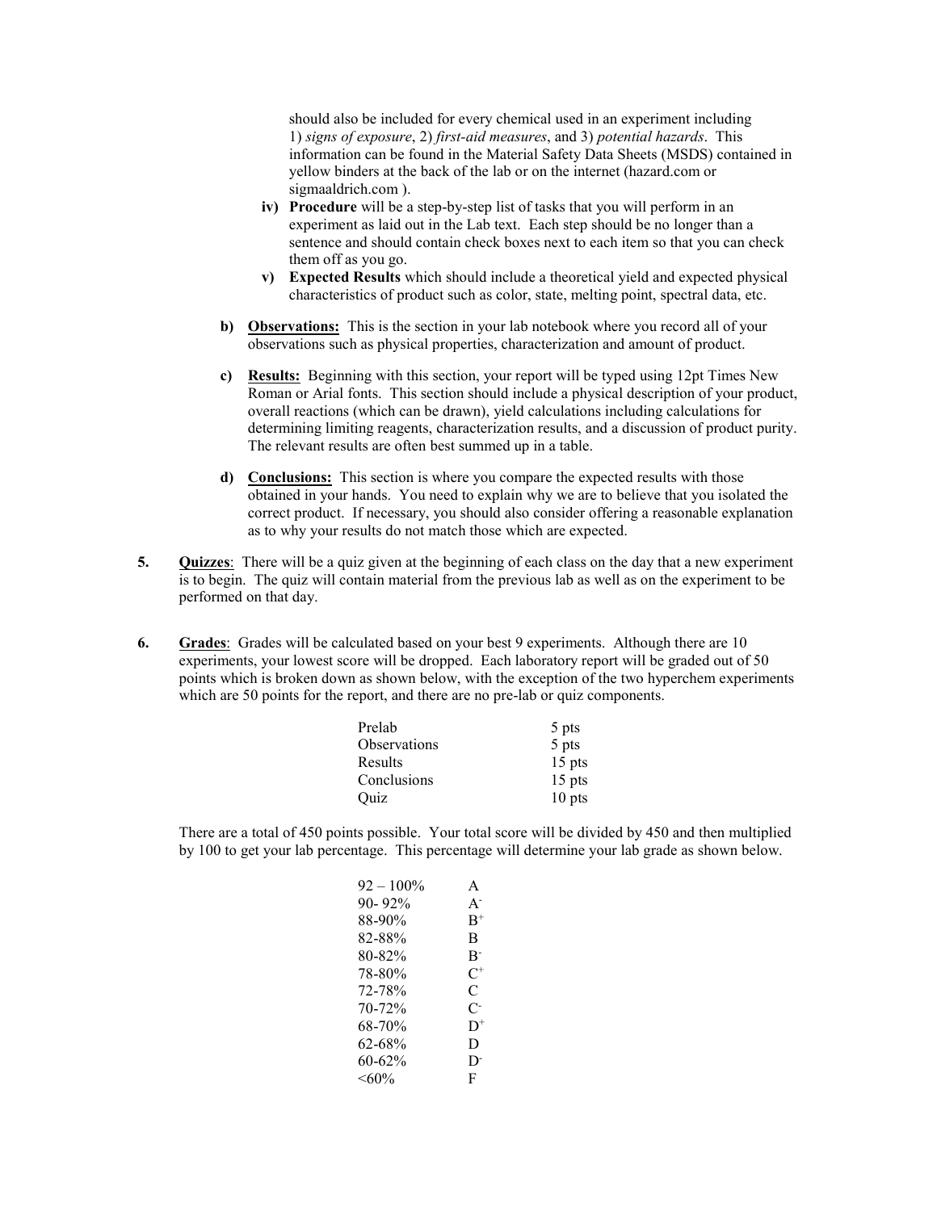should also be included for every chemical used in an experiment including 1) *signs of exposure*, 2) *first-aid measures*, and 3) *potential hazards*. This information can be found in the Material Safety Data Sheets (MSDS) contained in yellow binders at the back of the lab or on the internet (hazard.com or sigmaaldrich.com ).

iv) **Procedure** will be a step-by-step list of tasks that you will perform in an experiment as laid out in the Lab text. Each step should be no longer than a sentence and should contain check boxes next to each item so that you can check them off as you go.

v) **Expected Results** which should include a theoretical yield and expected physical characteristics of product such as color, state, melting point, spectral data, etc.

b) **Observations:** This is the section in your lab notebook where you record all of your observations such as physical properties, characterization and amount of product.

c) **Results:** Beginning with this section, your report will be typed using 12pt Times New Roman or Arial fonts. This section should include a physical description of your product, overall reactions (which can be drawn), yield calculations including calculations for determining limiting reagents, characterization results, and a discussion of product purity. The relevant results are often best summed up in a table.

d) **Conclusions:** This section is where you compare the expected results with those obtained in your hands. You need to explain why we are to believe that you isolated the correct product. If necessary, you should also consider offering a reasonable explanation as to why your results do not match those which are expected.

5. **Quizzes**: There will be a quiz given at the beginning of each class on the day that a new experiment is to begin. The quiz will contain material from the previous lab as well as on the experiment to be performed on that day.

6. **Grades**: Grades will be calculated based on your best 9 experiments. Although there are 10 experiments, your lowest score will be dropped. Each laboratory report will be graded out of 50 points which is broken down as shown below, with the exception of the two hyperchem experiments which are 50 points for the report, and there are no pre-lab or quiz components.

| Component | Points |
|---|---|
| Prelab | 5 pts |
| Observations | 5 pts |
| Results | 15 pts |
| Conclusions | 15 pts |
| Quiz | 10 pts |

There are a total of 450 points possible. Your total score will be divided by 450 and then multiplied by 100 to get your lab percentage. This percentage will determine your lab grade as shown below.

| Percentage | Grade |
|---|---|
| 92 – 100% | A |
| 90- 92% | $A^-$ |
| 88-90% | $B^+$ |
| 82-88% | B |
| 80-82% | $B^-$ |
| 78-80% | $C^+$ |
| 72-78% | C |
| 70-72% | $C^-$ |
| 68-70% | $D^+$ |
| 62-68% | D |
| 60-62% | $D^-$ |
| <60% | F |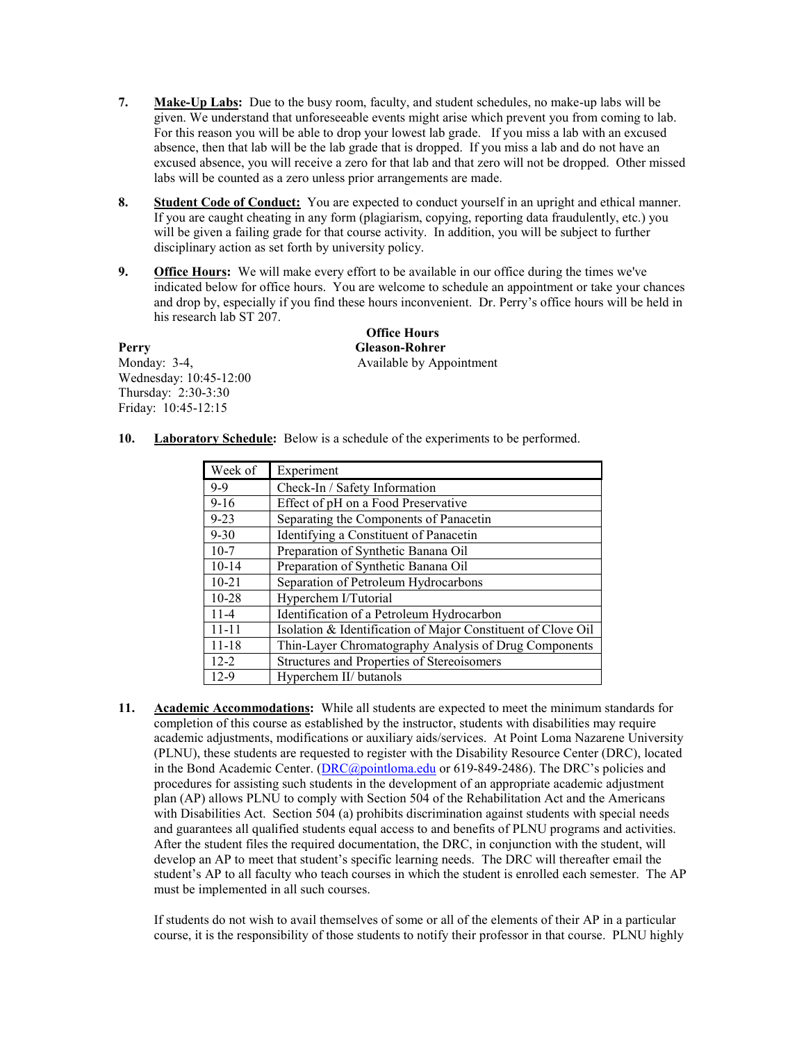7. **Make-Up Labs:** Due to the busy room, faculty, and student schedules, no make-up labs will be given. We understand that unforeseeable events might arise which prevent you from coming to lab. For this reason you will be able to drop your lowest lab grade. If you miss a lab with an excused absence, then that lab will be the lab grade that is dropped. If you miss a lab and do not have an excused absence, you will receive a zero for that lab and that zero will not be dropped. Other missed labs will be counted as a zero unless prior arrangements are made.

8. **Student Code of Conduct:** You are expected to conduct yourself in an upright and ethical manner. If you are caught cheating in any form (plagiarism, copying, reporting data fraudulently, etc.) you will be given a failing grade for that course activity. In addition, you will be subject to further disciplinary action as set forth by university policy.

9. **Office Hours:** We will make every effort to be available in our office during the times we've indicated below for office hours. You are welcome to schedule an appointment or take your chances and drop by, especially if you find these hours inconvenient. Dr. Perry's office hours will be held in his research lab ST 207.

**Office Hours**

| **Perry** | **Gleason-Rohrer** |
|---|---|
| Monday: 3-4, | Available by Appointment |
| Wednesday: 10:45-12:00 | |
| Thursday: 2:30-3:30 | |
| Friday: 10:45-12:15 | |

10. **Laboratory Schedule:** Below is a schedule of the experiments to be performed.

| Week of | Experiment |
|---|---|
| 9-9 | Check-In / Safety Information |
| 9-16 | Effect of pH on a Food Preservative |
| 9-23 | Separating the Components of Panacetin |
| 9-30 | Identifying a Constituent of Panacetin |
| 10-7 | Preparation of Synthetic Banana Oil |
| 10-14 | Preparation of Synthetic Banana Oil |
| 10-21 | Separation of Petroleum Hydrocarbons |
| 10-28 | Hyperchem I/Tutorial |
| 11-4 | Identification of a Petroleum Hydrocarbon |
| 11-11 | Isolation & Identification of Major Constituent of Clove Oil |
| 11-18 | Thin-Layer Chromatography Analysis of Drug Components |
| 12-2 | Structures and Properties of Stereoisomers |
| 12-9 | Hyperchem II/ butanols |

11. **Academic Accommodations:** While all students are expected to meet the minimum standards for completion of this course as established by the instructor, students with disabilities may require academic adjustments, modifications or auxiliary aids/services. At Point Loma Nazarene University (PLNU), these students are requested to register with the Disability Resource Center (DRC), located in the Bond Academic Center. (DRC@pointloma.edu or 619-849-2486). The DRC's policies and procedures for assisting such students in the development of an appropriate academic adjustment plan (AP) allows PLNU to comply with Section 504 of the Rehabilitation Act and the Americans with Disabilities Act. Section 504 (a) prohibits discrimination against students with special needs and guarantees all qualified students equal access to and benefits of PLNU programs and activities. After the student files the required documentation, the DRC, in conjunction with the student, will develop an AP to meet that student's specific learning needs. The DRC will thereafter email the student's AP to all faculty who teach courses in which the student is enrolled each semester. The AP must be implemented in all such courses.

    If students do not wish to avail themselves of some or all of the elements of their AP in a particular course, it is the responsibility of those students to notify their professor in that course. PLNU highly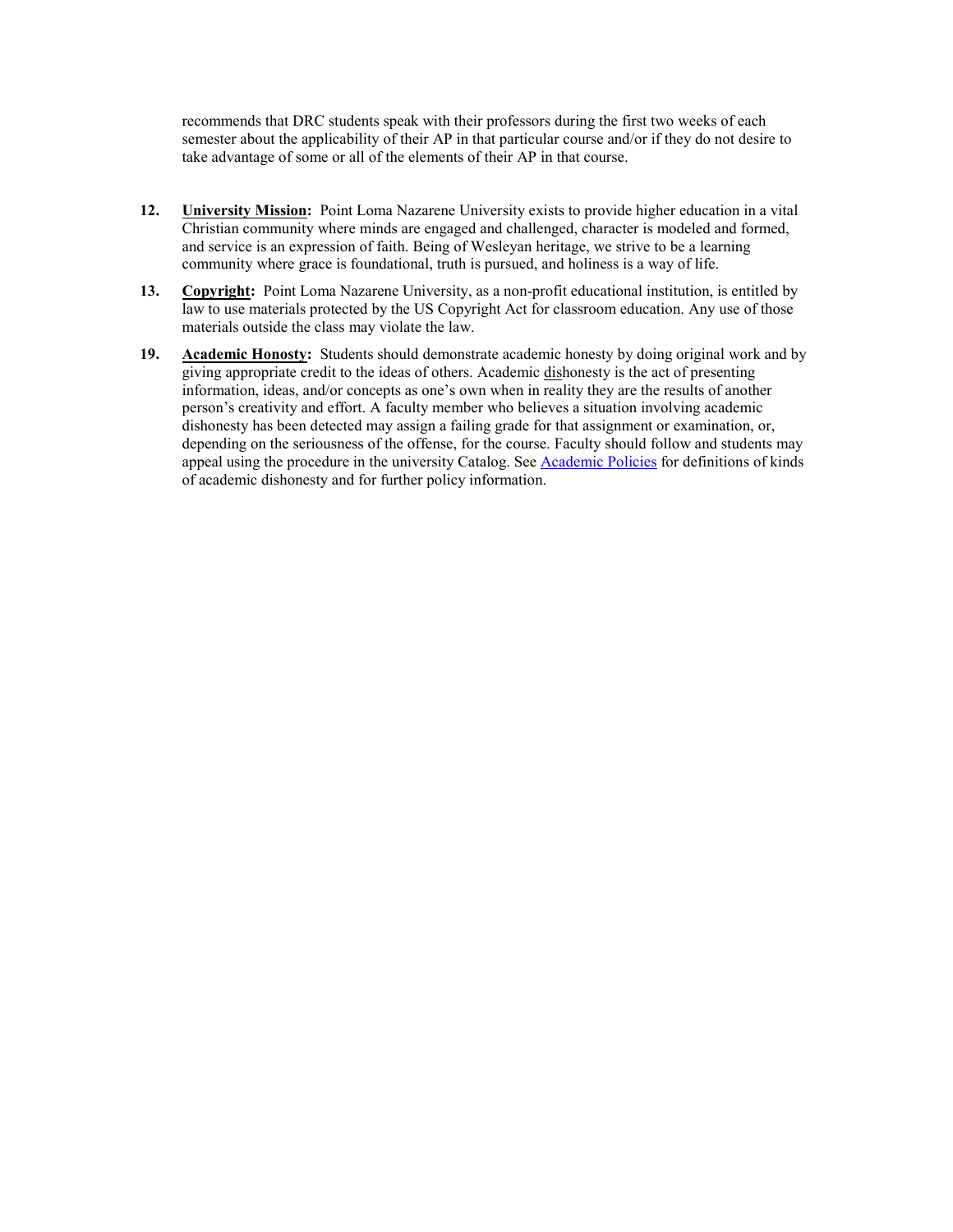recommends that DRC students speak with their professors during the first two weeks of each semester about the applicability of their AP in that particular course and/or if they do not desire to take advantage of some or all of the elements of their AP in that course.

12. **University Mission:** Point Loma Nazarene University exists to provide higher education in a vital Christian community where minds are engaged and challenged, character is modeled and formed, and service is an expression of faith. Being of Wesleyan heritage, we strive to be a learning community where grace is foundational, truth is pursued, and holiness is a way of life.

13. **Copyright:** Point Loma Nazarene University, as a non-profit educational institution, is entitled by law to use materials protected by the US Copyright Act for classroom education. Any use of those materials outside the class may violate the law.

19. **Academic Honosty:** Students should demonstrate academic honesty by doing original work and by giving appropriate credit to the ideas of others. Academic dishonesty is the act of presenting information, ideas, and/or concepts as one's own when in reality they are the results of another person's creativity and effort. A faculty member who believes a situation involving academic dishonesty has been detected may assign a failing grade for that assignment or examination, or, depending on the seriousness of the offense, for the course. Faculty should follow and students may appeal using the procedure in the university Catalog. See Academic Policies for definitions of kinds of academic dishonesty and for further policy information.